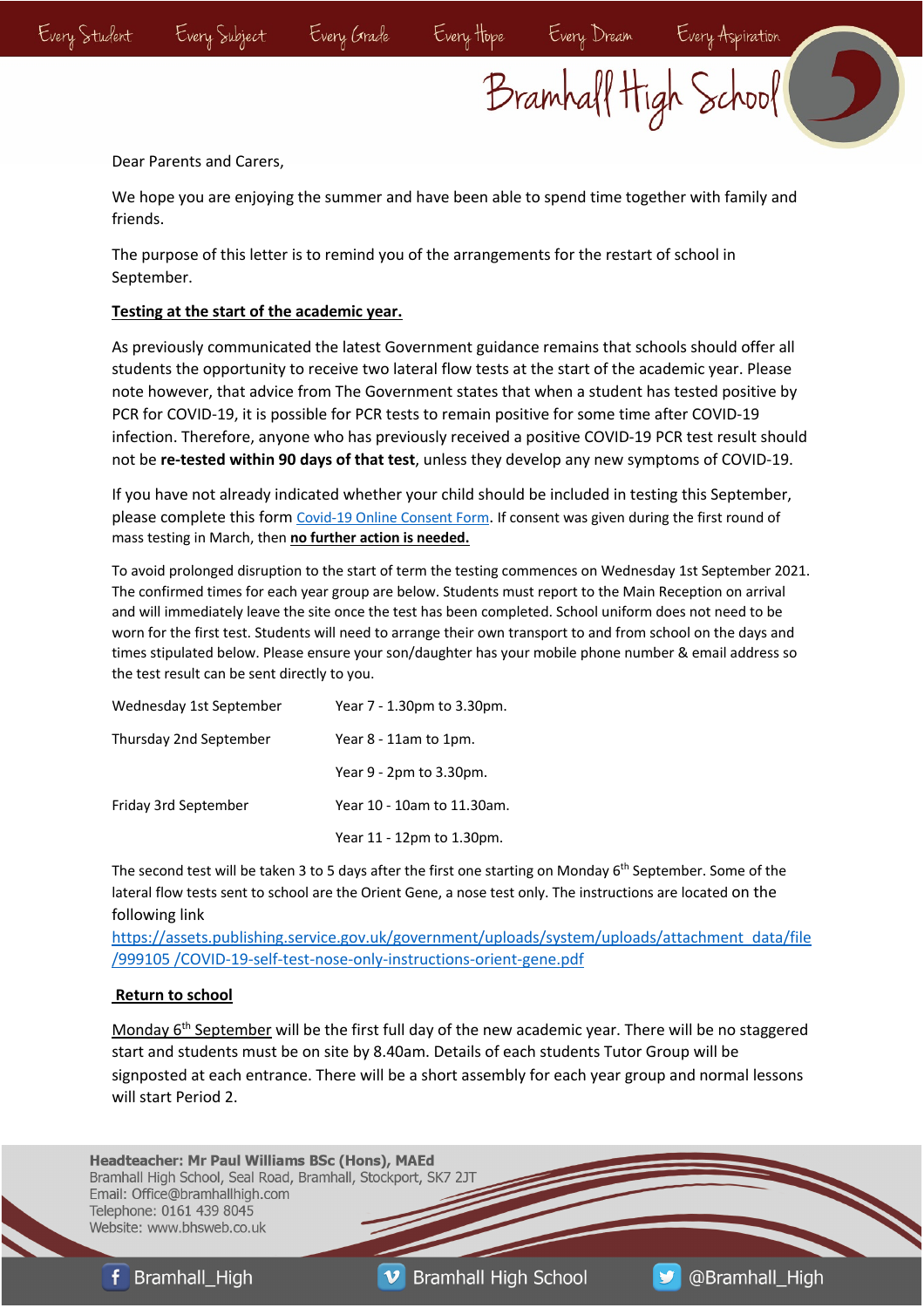Dear Parents and Carers,

We hope you are enjoying the summer and have been able to spend time together with family and friends.

The purpose of this letter is to remind you of the arrangements for the restart of school in September.

**Testing at the start of the academic year.**

As previously communicated the latest Government guidance remains that schools should offer all students the opportunity to receive two lateral flow tests at the start of the academic year. Please note however, that advice from The Government states that when a student has tested positive by PCR for COVID-19, it is possible for PCR tests to remain positive for some time after COVID-19 infection. Therefore, anyone who has previously received a positive COVID-19 PCR test result should not be **re-tested within 90 days of that test**, unless they develop any new symptoms of COVID-19.

If you have not already indicated whether your child should be included in testing this September, please complete this form Covid-19 Online Consent Form. If consent was given during the first round of mass testing in March, then **no further action is needed.**

To avoid prolonged disruption to the start of term the testing commences on Wednesday 1st September 2021. The confirmed times for each year group are below. Students must report to the Main Reception on arrival and will immediately leave the site once the test has been completed. School uniform does not need to be worn for the first test. Students will need to arrange their own transport to and from school on the days and times stipulated below. Please ensure your son/daughter has your mobile phone number & email address so the test result can be sent directly to you.

| | |
|---|---|
| Wednesday 1st September | Year 7 - 1.30pm to 3.30pm. |
| Thursday 2nd September | Year 8 - 11am to 1pm. |
| | Year 9 - 2pm to 3.30pm. |
| Friday 3rd September | Year 10 - 10am to 11.30am. |
| | Year 11 - 12pm to 1.30pm. |

The second test will be taken 3 to 5 days after the first one starting on Monday 6th September. Some of the lateral flow tests sent to school are the Orient Gene, a nose test only. The instructions are located on the following link https://assets.publishing.service.gov.uk/government/uploads/system/uploads/attachment_data/file/999105 /COVID-19-self-test-nose-only-instructions-orient-gene.pdf

**Return to school**

Monday 6th September will be the first full day of the new academic year. There will be no staggered start and students must be on site by 8.40am. Details of each students Tutor Group will be signposted at each entrance. There will be a short assembly for each year group and normal lessons will start Period 2.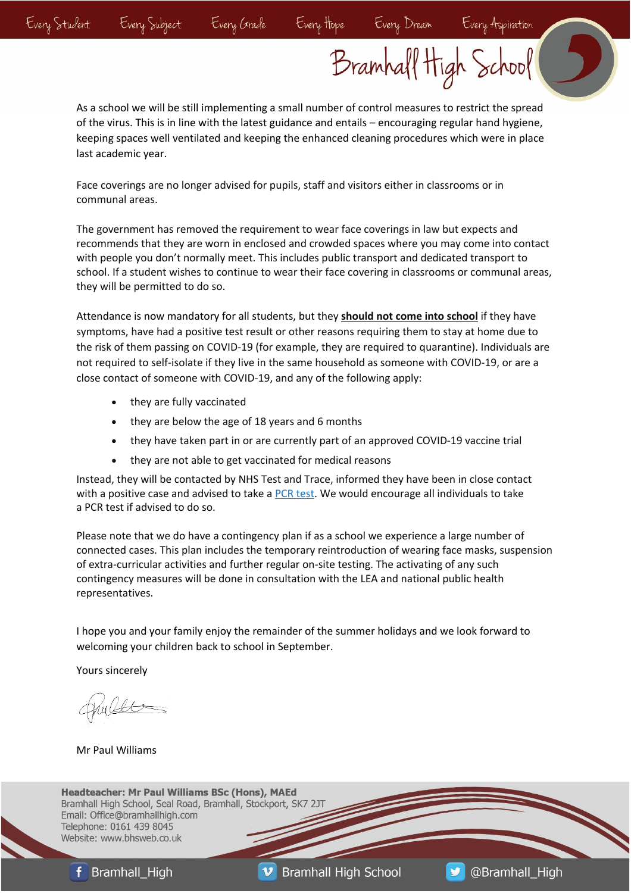As a school we will be still implementing a small number of control measures to restrict the spread of the virus. This is in line with the latest guidance and entails – encouraging regular hand hygiene, keeping spaces well ventilated and keeping the enhanced cleaning procedures which were in place last academic year.

Face coverings are no longer advised for pupils, staff and visitors either in classrooms or in communal areas.

The government has removed the requirement to wear face coverings in law but expects and recommends that they are worn in enclosed and crowded spaces where you may come into contact with people you don't normally meet. This includes public transport and dedicated transport to school. If a student wishes to continue to wear their face covering in classrooms or communal areas, they will be permitted to do so.

Attendance is now mandatory for all students, but they **should not come into school** if they have symptoms, have had a positive test result or other reasons requiring them to stay at home due to the risk of them passing on COVID-19 (for example, they are required to quarantine). Individuals are not required to self-isolate if they live in the same household as someone with COVID-19, or are a close contact of someone with COVID-19, and any of the following apply:

- they are fully vaccinated
- they are below the age of 18 years and 6 months
- they have taken part in or are currently part of an approved COVID-19 vaccine trial
- they are not able to get vaccinated for medical reasons

Instead, they will be contacted by NHS Test and Trace, informed they have been in close contact with a positive case and advised to take a PCR test. We would encourage all individuals to take a PCR test if advised to do so.

Please note that we do have a contingency plan if as a school we experience a large number of connected cases. This plan includes the temporary reintroduction of wearing face masks, suspension of extra-curricular activities and further regular on-site testing. The activating of any such contingency measures will be done in consultation with the LEA and national public health representatives.

I hope you and your family enjoy the remainder of the summer holidays and we look forward to welcoming your children back to school in September.

Yours sincerely

Mr Paul Williams

**Headteacher: Mr Paul Williams BSc (Hons), MAEd**
Bramhall High School, Seal Road, Bramhall, Stockport, SK7 2JT
Email: Office@bramhallhigh.com
Telephone: 0161 439 8045
Website: www.bhsweb.co.uk

Bramhall_High | Bramhall High School | @Bramhall_High